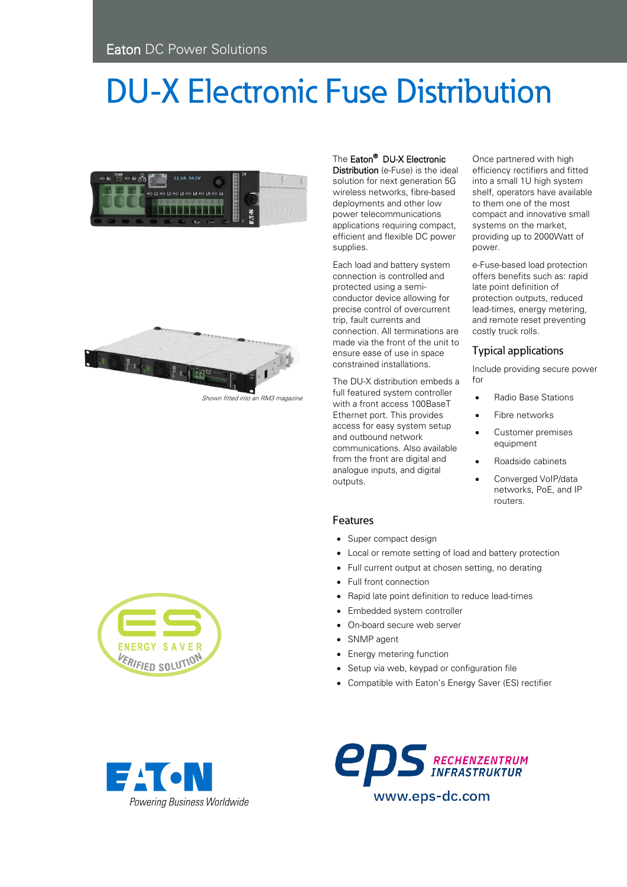Eaton DC Power Solutions

# DU-X Electronic Fuse Distribution

*Shown fitted into an RM3 magazine*

The **Eaton® DU-X Electronic Distribution** (e-Fuse) is the ideal solution for next generation 5G wireless networks, fibre-based deployments and other low power telecommunications applications requiring compact, efficient and flexible DC power supplies.

Each load and battery system connection is controlled and protected using a semi-conductor device allowing for precise control of overcurrent trip, fault currents and connection. All terminations are made via the front of the unit to ensure ease of use in space constrained installations.

The DU-X distribution embeds a full featured system controller with a front access 100BaseT Ethernet port. This provides access for easy system setup and outbound network communications. Also available from the front are digital and analogue inputs, and digital outputs.

Once partnered with high efficiency rectifiers and fitted into a small 1U high system shelf, operators have available to them one of the most compact and innovative small systems on the market, providing up to 2000Watt of power.

e-Fuse-based load protection offers benefits such as: rapid late point definition of protection outputs, reduced lead-times, energy metering, and remote reset preventing costly truck rolls.

## Typical applications

Include providing secure power for

- Radio Base Stations
- Fibre networks
- Customer premises equipment
- Roadside cabinets
- Converged VoIP/data networks, PoE, and IP routers.

## Features

- Super compact design
- Local or remote setting of load and battery protection
- Full current output at chosen setting, no derating
- Full front connection
- Rapid late point definition to reduce lead-times
- Embedded system controller
- On-board secure web server
- SNMP agent
- Energy metering function
- Setup via web, keypad or configuration file
- Compatible with Eaton's Energy Saver (ES) rectifier

ES ENERGY SAVER VERIFIED SOLUTION

EATON Powering Business Worldwide

eps RECHENZENTRUM INFRASTRUKTUR
www.eps-dc.com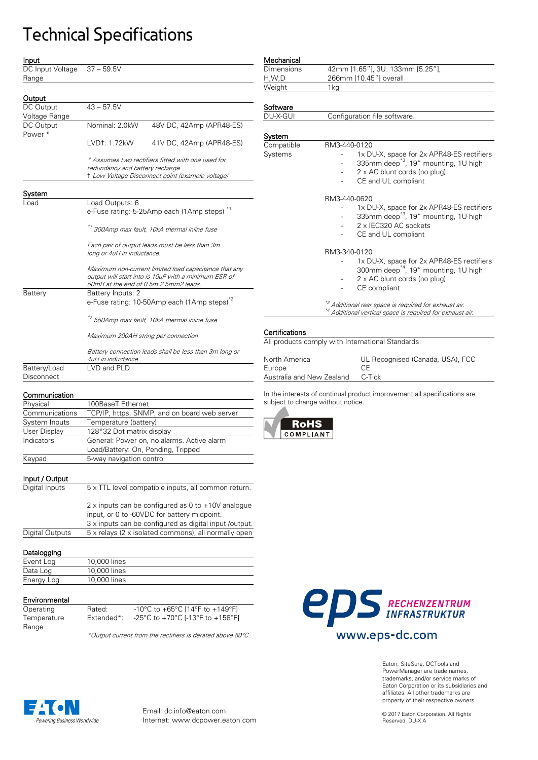# Technical Specifications

## Input

| | |
|---|---|
| DC Input Voltage Range | 37 – 59.5V |

## Output

| | | |
|---|---|---|
| DC Output Voltage Range | 43 – 57.5V | |
| DC Output Power * | Nominal: 2.0kW | 48V DC, 42Amp (APR48-ES) |
| | LVD†: 1.72kW | 41V DC, 42Amp (APR48-ES) |

*\* Assumes two rectifiers fitted with one used for redundancy and battery recharge.*
*† Low Voltage Disconnect point (example voltage)*

## System

| | |
|---|---|
| Load | Load Outputs: 6<br>e-Fuse rating: 5-25Amp each (1Amp steps) *1<br>*\*1 300Amp max fault, 10kA thermal inline fuse*<br>*Each pair of output leads must be less than 3m long or 4uH in inductance.*<br>*Maximum non-current limited load capacitance that any output will start into is 10uF with a minimum ESR of 50mR at the end of 0.5m 2.5mm2 leads.* |
| Battery | Battery Inputs: 2<br>e-Fuse rating: 10-50Amp each (1Amp steps) *2<br>*\*2 550Amp max fault, 10kA thermal inline fuse*<br>*Maximum 200AH string per connection*<br>*Battery connection leads shall be less than 3m long or 4uH in inductance* |
| Battery/Load Disconnect | LVD and PLD |

## Communication

| | |
|---|---|
| Physical | 100BaseT Ethernet |
| Communications | TCP/IP, https, SNMP, and on board web server |
| System Inputs | Temperature (battery) |
| User Display | 128*32 Dot matrix display |
| Indicators | General: Power on, no alarms. Active alarm<br>Load/Battery: On, Pending, Tripped |
| Keypad | 5-way navigation control |

## Input / Output

| | |
|---|---|
| Digital Inputs | 5 x TTL level compatible inputs, all common return.<br>2 x inputs can be configured as 0 to +10V analogue input, or 0 to -60VDC for battery midpoint.<br>3 x inputs can be configured as digital input /output. |
| Digital Outputs | 5 x relays (2 x isolated commons), all normally open |

## Datalogging

| | |
|---|---|
| Event Log | 10,000 lines |
| Data Log | 10,000 lines |
| Energy Log | 10,000 lines |

## Environmental

| | | |
|---|---|---|
| Operating Temperature Range | Rated: | -10°C to +65°C [14°F to +149°F] |
| | Extended*: | -25°C to +70°C [-13°F to +158°F] |

*\*Output current from the rectifiers is derated above 50°C*

## Mechanical

| | |
|---|---|
| Dimensions H,W,D | 42mm [1.65"], 3U: 133mm [5.25"], 266mm [10.45"] overall |
| Weight | 1kg |

## Software

| | |
|---|---|
| DU-X-GUI | Configuration file software. |

## System

**Compatible Systems**

RM3-440-0120
- 1x DU-X, space for 2x APR48-ES rectifiers
- 335mm deep*3, 19" mounting, 1U high
- 2 x AC blunt cords (no plug)
- CE and UL compliant

RM3-440-0620
- 1x DU-X, space for 2x APR48-ES rectifiers
- 335mm deep*3, 19" mounting, 1U high
- 2 x IEC320 AC sockets
- CE and UL compliant

RM3-340-0120
- 1x DU-X, space for 2x APR48-ES rectifiers
- 300mm deep*4, 19" mounting, 1U high
- 2 x AC blunt cords (no plug)
- CE compliant

*\*3 Additional rear space is required for exhaust air.*
*\*4 Additional vertical space is required for exhaust air.*

## Certifications

All products comply with International Standards.

| | |
|---|---|
| North America | UL Recognised (Canada, USA), FCC |
| Europe | CE |
| Australia and New Zealand | C-Tick |

In the interests of continual product improvement all specifications are subject to change without notice.

RoHS COMPLIANT

eps RECHENZENTRUM INFRASTRUKTUR
www.eps-dc.com

Eaton, SiteSure, DCTools and PowerManager are trade names, trademarks, and/or service marks of Eaton Corporation or its subsidiaries and affiliates. All other trademarks are property of their respective owners.

© 2017 Eaton Corporation. All Rights Reserved. DU-X A

EATON Powering Business Worldwide

Email: dc.info@eaton.com
Internet: www.dcpower.eaton.com